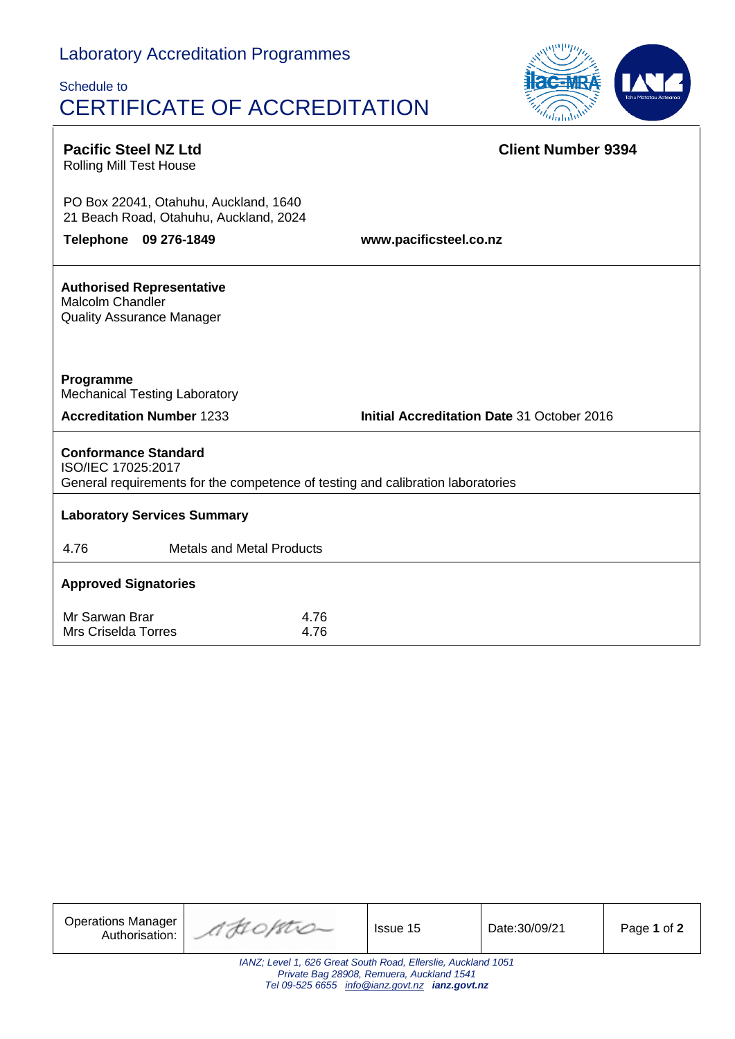Laboratory Accreditation Programmes

Schedule to

# CERTIFICATE OF ACCREDITATION

**Pacific Steel NZ Ltd**
Rolling Mill Test House

**Client Number 9394**

PO Box 22041, Otahuhu, Auckland, 1640
21 Beach Road, Otahuhu, Auckland, 2024

**Telephone 09 276-1849**

**www.pacificsteel.co.nz**

**Authorised Representative**
Malcolm Chandler
Quality Assurance Manager

**Programme**
Mechanical Testing Laboratory

**Accreditation Number** 1233

**Initial Accreditation Date** 31 October 2016

**Conformance Standard**
ISO/IEC 17025:2017
General requirements for the competence of testing and calibration laboratories

**Laboratory Services Summary**

| | |
|---|---|
| 4.76 | Metals and Metal Products |

**Approved Signatories**

| | |
|---|---|
| Mr Sarwan Brar | 4.76 |
| Mrs Criselda Torres | 4.76 |

| Operations Manager Authorisation: | | Issue 15 | Date:30/09/21 |
|---|---|---|---|

*IANZ; Level 1, 626 Great South Road, Ellerslie, Auckland 1051*
*Private Bag 28908, Remuera, Auckland 1541*
*Tel 09-525 6655 info@ianz.govt.nz* ***ianz.govt.nz***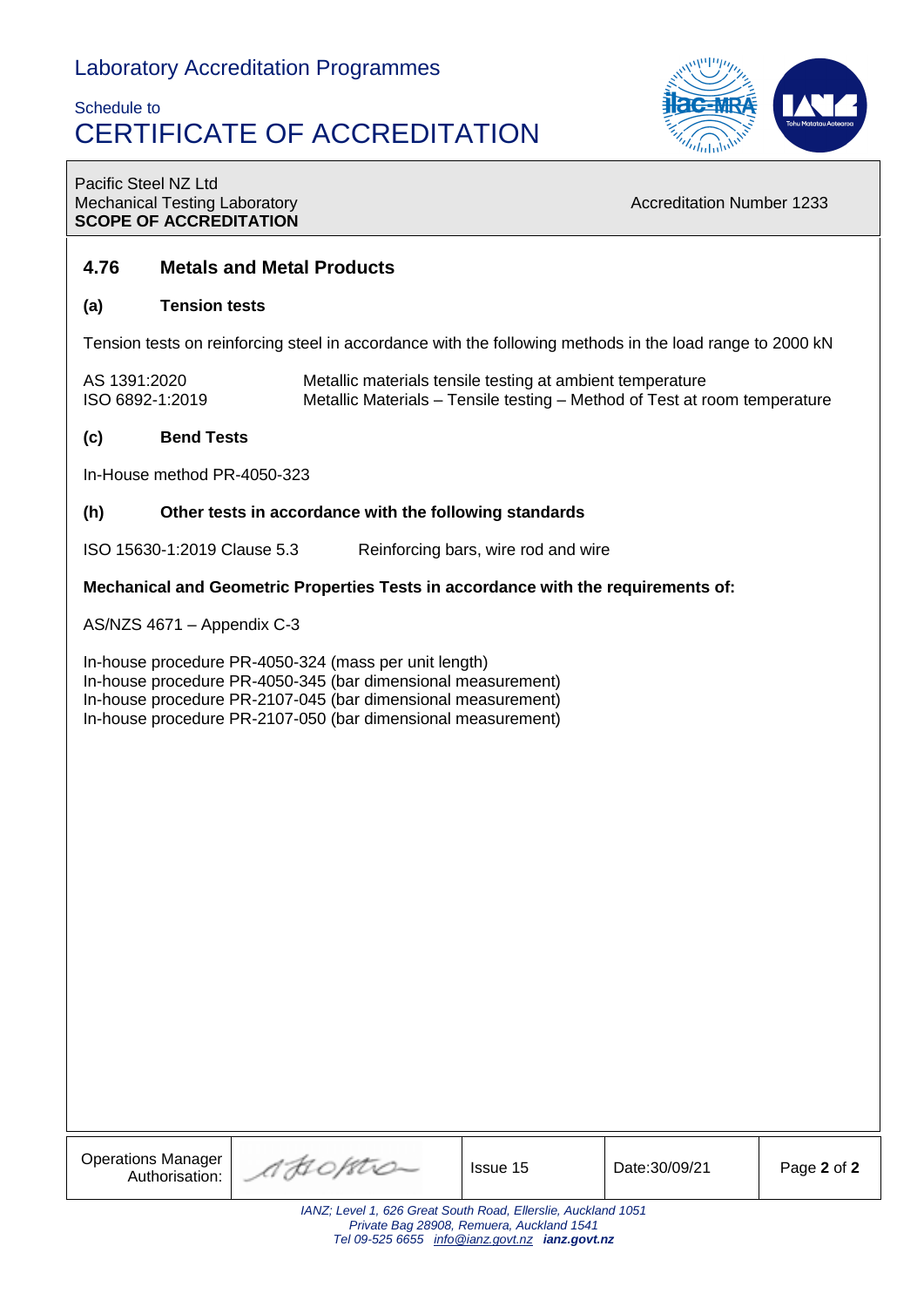Laboratory Accreditation Programmes

Schedule to

# CERTIFICATE OF ACCREDITATION

Pacific Steel NZ Ltd
Mechanical Testing Laboratory
**SCOPE OF ACCREDITATION**

Accreditation Number 1233

## 4.76 Metals and Metal Products

### (a) Tension tests

Tension tests on reinforcing steel in accordance with the following methods in the load range to 2000 kN

| | |
|---|---|
| AS 1391:2020 | Metallic materials tensile testing at ambient temperature |
| ISO 6892-1:2019 | Metallic Materials – Tensile testing – Method of Test at room temperature |

### (c) Bend Tests

In-House method PR-4050-323

### (h) Other tests in accordance with the following standards

| | |
|---|---|
| ISO 15630-1:2019 Clause 5.3 | Reinforcing bars, wire rod and wire |

**Mechanical and Geometric Properties Tests in accordance with the requirements of:**

AS/NZS 4671 – Appendix C-3

In-house procedure PR-4050-324 (mass per unit length)
In-house procedure PR-4050-345 (bar dimensional measurement)
In-house procedure PR-2107-045 (bar dimensional measurement)
In-house procedure PR-2107-050 (bar dimensional measurement)

| | | | |
|---|---|---|---|
| Operations Manager Authorisation: | | Issue 15 | Date:30/09/21 |

*IANZ; Level 1, 626 Great South Road, Ellerslie, Auckland 1051*
*Private Bag 28908, Remuera, Auckland 1541*
*Tel 09-525 6655 info@ianz.govt.nz* ***ianz.govt.nz***